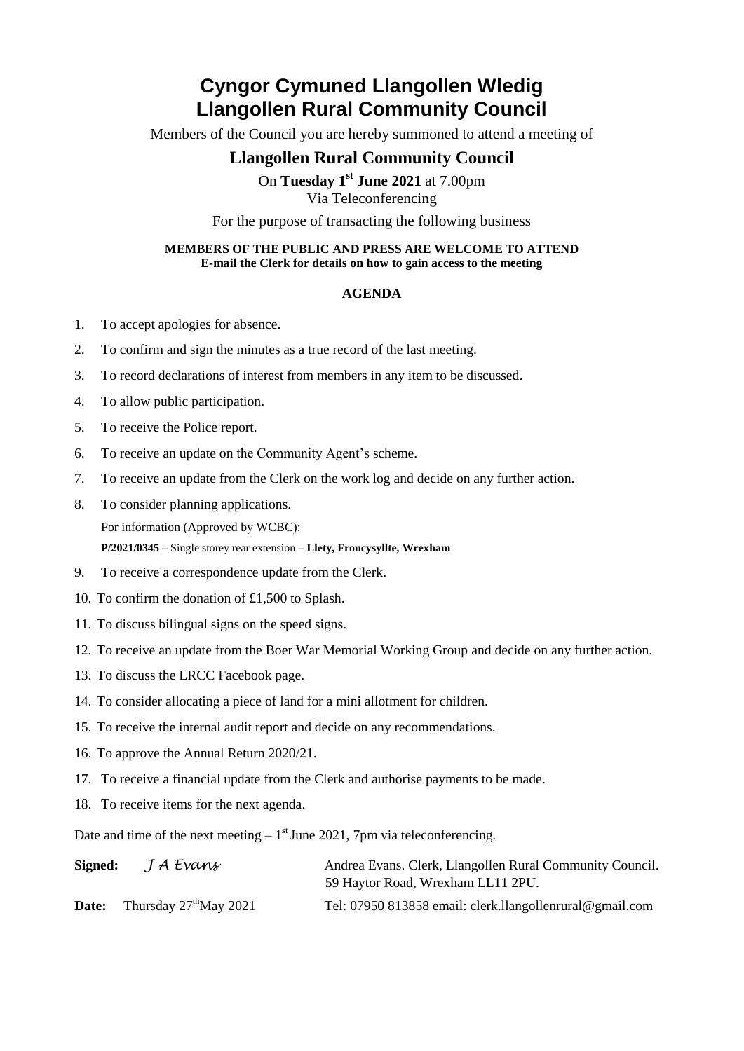# Cyngor Cymuned Llangollen Wledig
# Llangollen Rural Community Council

Members of the Council you are hereby summoned to attend a meeting of

## Llangollen Rural Community Council

On **Tuesday 1st June 2021** at 7.00pm

Via Teleconferencing

For the purpose of transacting the following business

**MEMBERS OF THE PUBLIC AND PRESS ARE WELCOME TO ATTEND**
**E-mail the Clerk for details on how to gain access to the meeting**

**AGENDA**

1. To accept apologies for absence.
2. To confirm and sign the minutes as a true record of the last meeting.
3. To record declarations of interest from members in any item to be discussed.
4. To allow public participation.
5. To receive the Police report.
6. To receive an update on the Community Agent's scheme.
7. To receive an update from the Clerk on the work log and decide on any further action.
8. To consider planning applications.

   For information (Approved by WCBC):

   **P/2021/0345 –** Single storey rear extension **– Llety, Froncysyllte, Wrexham**
9. To receive a correspondence update from the Clerk.
10. To confirm the donation of £1,500 to Splash.
11. To discuss bilingual signs on the speed signs.
12. To receive an update from the Boer War Memorial Working Group and decide on any further action.
13. To discuss the LRCC Facebook page.
14. To consider allocating a piece of land for a mini allotment for children.
15. To receive the internal audit report and decide on any recommendations.
16. To approve the Annual Return 2020/21.
17. To receive a financial update from the Clerk and authorise payments to be made.
18. To receive items for the next agenda.

Date and time of the next meeting – 1st June 2021, 7pm via teleconferencing.

**Signed:** *J A Evans* — Andrea Evans. Clerk, Llangollen Rural Community Council. 59 Haytor Road, Wrexham LL11 2PU.

**Date:** Thursday 27th May 2021 — Tel: 07950 813858 email: clerk.llangollenrural@gmail.com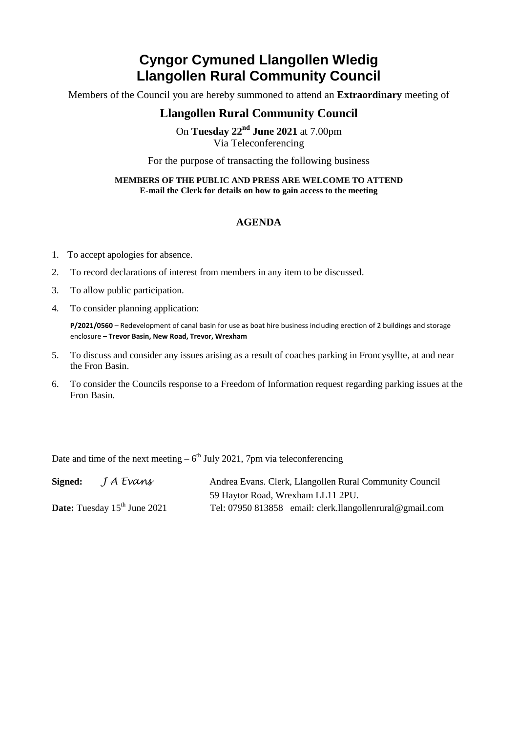# Cyngor Cymuned Llangollen Wledig
# Llangollen Rural Community Council

Members of the Council you are hereby summoned to attend an **Extraordinary** meeting of

## Llangollen Rural Community Council

On **Tuesday 22nd June 2021** at 7.00pm
Via Teleconferencing

For the purpose of transacting the following business

**MEMBERS OF THE PUBLIC AND PRESS ARE WELCOME TO ATTEND**
**E-mail the Clerk for details on how to gain access to the meeting**

### AGENDA

1. To accept apologies for absence.
2. To record declarations of interest from members in any item to be discussed.
3. To allow public participation.
4. To consider planning application:

   **P/2021/0560** – Redevelopment of canal basin for use as boat hire business including erection of 2 buildings and storage enclosure – **Trevor Basin, New Road, Trevor, Wrexham**

5. To discuss and consider any issues arising as a result of coaches parking in Froncysyllte, at and near the Fron Basin.
6. To consider the Councils response to a Freedom of Information request regarding parking issues at the Fron Basin.

Date and time of the next meeting – 6th July 2021, 7pm via teleconferencing

**Signed:** *J A Evans* Andrea Evans. Clerk, Llangollen Rural Community Council
59 Haytor Road, Wrexham LL11 2PU.

**Date:** Tuesday 15th June 2021 Tel: 07950 813858 email: clerk.llangollenrural@gmail.com